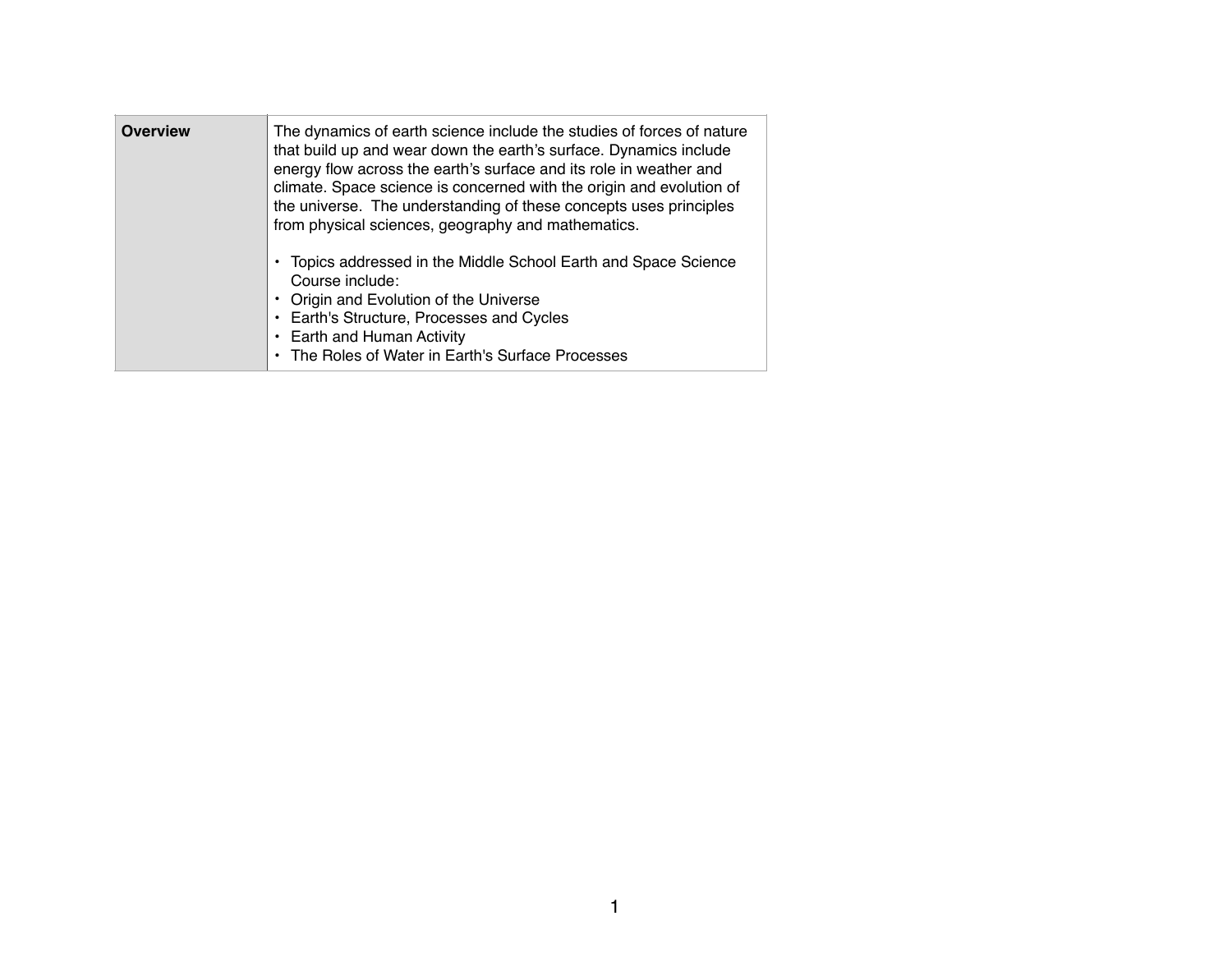| **Overview** | The dynamics of earth science include the studies of forces of nature that build up and wear down the earth's surface. Dynamics include energy flow across the earth's surface and its role in weather and climate. Space science is concerned with the origin and evolution of the universe. The understanding of these concepts uses principles from physical sciences, geography and mathematics.<br><br>• Topics addressed in the Middle School Earth and Space Science Course include:<br>• Origin and Evolution of the Universe<br>• Earth's Structure, Processes and Cycles<br>• Earth and Human Activity<br>• The Roles of Water in Earth's Surface Processes |
| --- | --- |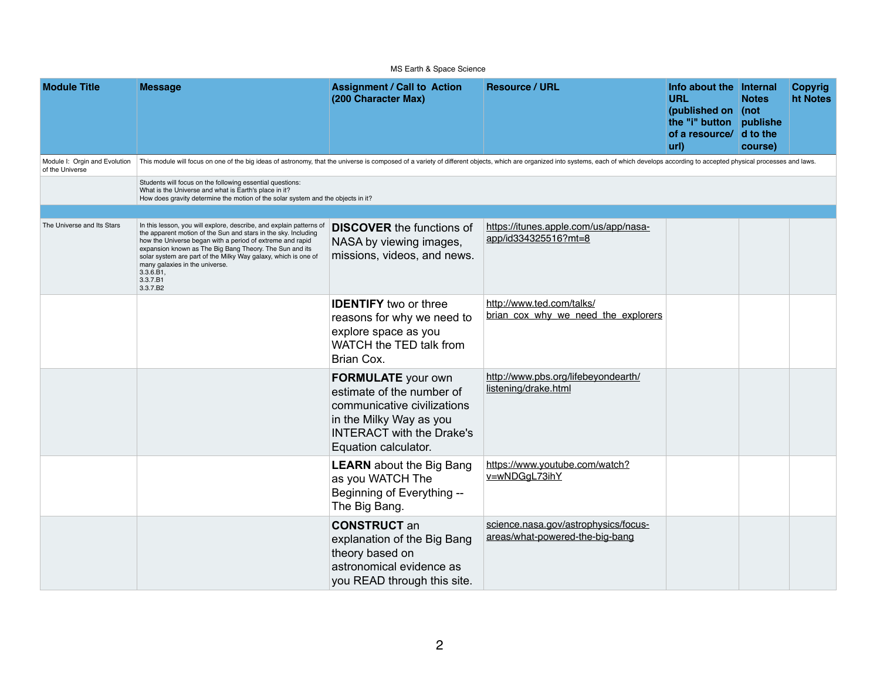MS Earth & Space Science

| Module Title | Message | Assignment / Call to Action (200 Character Max) | Resource / URL | Info about the URL (published on the "i" button of a resource/ url) | Internal Notes (not published to the course) | Copyright Notes |
|---|---|---|---|---|---|---|
| Module I: Orgin and Evolution of the Universe | This module will focus on one of the big ideas of astronomy, that the universe is composed of a variety of different objects, which are organized into systems, each of which develops according to accepted physical processes and laws. | | | | | |
| | Students will focus on the following essential questions:<br>What is the Universe and what is Earth's place in it?<br>How does gravity determine the motion of the solar system and the objects in it? | | | | | |
| | | | | | | |
| The Universe and Its Stars | In this lesson, you will explore, describe, and explain patterns of the apparent motion of the Sun and stars in the sky. Including how the Universe began with a period of extreme and rapid expansion known as The Big Bang Theory. The Sun and its solar system are part of the Milky Way galaxy, which is one of many galaxies in the universe.<br>3.3.6.B1,<br>3.3.7.B1<br>3.3.7.B2 | **DISCOVER** the functions of NASA by viewing images, missions, videos, and news. | https://itunes.apple.com/us/app/nasa-app/id334325516?mt=8 | | | |
| | | **IDENTIFY** two or three reasons for why we need to explore space as you WATCH the TED talk from Brian Cox. | http://www.ted.com/talks/brian_cox_why_we_need_the_explorers | | | |
| | | **FORMULATE** your own estimate of the number of communicative civilizations in the Milky Way as you INTERACT with the Drake's Equation calculator. | http://www.pbs.org/lifebeyondearth/listening/drake.html | | | |
| | | **LEARN** about the Big Bang as you WATCH The Beginning of Everything -- The Big Bang. | https://www.youtube.com/watch?v=wNDGgL73ihY | | | |
| | | **CONSTRUCT** an explanation of the Big Bang theory based on astronomical evidence as you READ through this site. | science.nasa.gov/astrophysics/focus-areas/what-powered-the-big-bang | | | |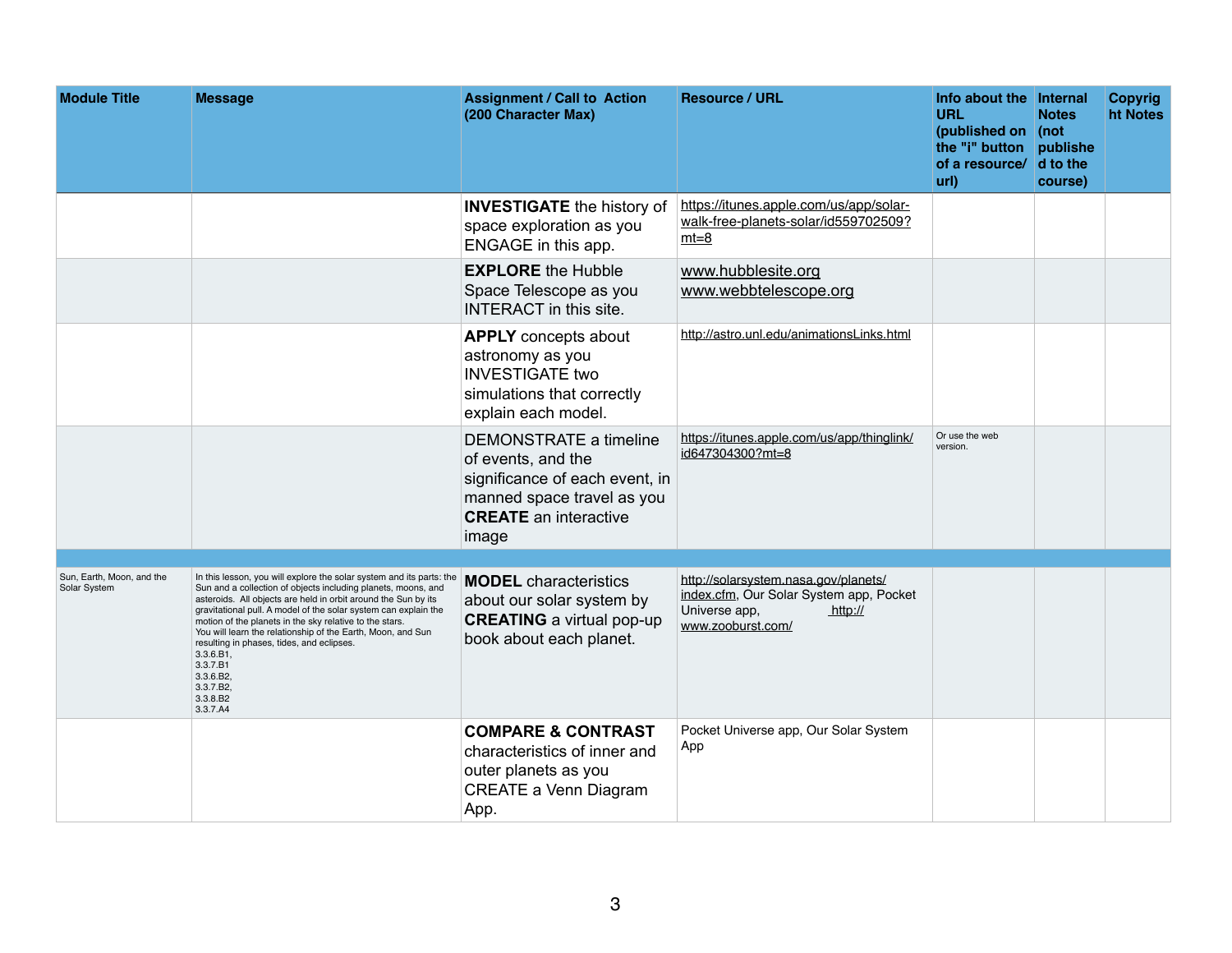| Module Title | Message | Assignment / Call to Action (200 Character Max) | Resource / URL | Info about the URL (published on the "i" button of a resource/ url) | Internal Notes (not published to the course) | Copyright Notes |
|---|---|---|---|---|---|---|
| | | **INVESTIGATE** the history of space exploration as you ENGAGE in this app. | https://itunes.apple.com/us/app/solar-walk-free-planets-solar/id559702509?mt=8 | | | |
| | | **EXPLORE** the Hubble Space Telescope as you INTERACT in this site. | www.hubblesite.org www.webbtelescope.org | | | |
| | | **APPLY** concepts about astronomy as you INVESTIGATE two simulations that correctly explain each model. | http://astro.unl.edu/animationsLinks.html | | | |
| | | DEMONSTRATE a timeline of events, and the significance of each event, in manned space travel as you **CREATE** an interactive image | https://itunes.apple.com/us/app/thinglink/id647304300?mt=8 | Or use the web version. | | |
| | | | | | | |
| Sun, Earth, Moon, and the Solar System | In this lesson, you will explore the solar system and its parts: the Sun and a collection of objects including planets, moons, and asteroids. All objects are held in orbit around the Sun by its gravitational pull. A model of the solar system can explain the motion of the planets in the sky relative to the stars. You will learn the relationship of the Earth, Moon, and Sun resulting in phases, tides, and eclipses. 3.3.6.B1, 3.3.7.B1 3.3.6.B2, 3.3.7.B2, 3.3.8.B2 3.3.7.A4 | **MODEL** characteristics about our solar system by **CREATING** a virtual pop-up book about each planet. | http://solarsystem.nasa.gov/planets/index.cfm, Our Solar System app, Pocket Universe app, http://www.zooburst.com/ | | | |
| | | **COMPARE & CONTRAST** characteristics of inner and outer planets as you CREATE a Venn Diagram App. | Pocket Universe app, Our Solar System App | | | |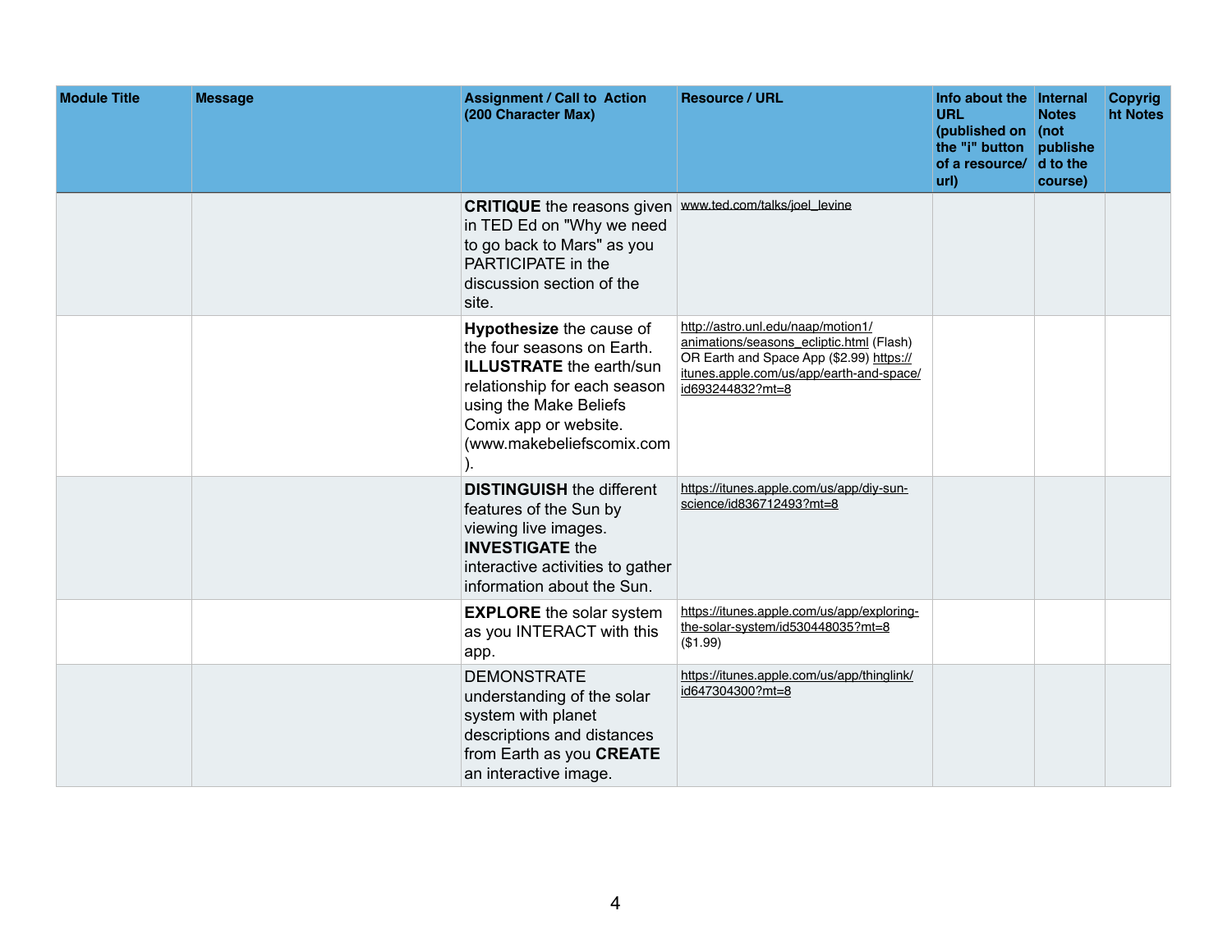| Module Title | Message | Assignment / Call to Action (200 Character Max) | Resource / URL | Info about the URL (published on the "i" button of a resource/ url) | Internal Notes (not published to the course) | Copyright Notes |
|---|---|---|---|---|---|---|
| | | **CRITIQUE** the reasons given in TED Ed on "Why we need to go back to Mars" as you PARTICIPATE in the discussion section of the site. | www.ted.com/talks/joel_levine | | | |
| | | **Hypothesize** the cause of the four seasons on Earth. **ILLUSTRATE** the earth/sun relationship for each season using the Make Beliefs Comix app or website. (www.makebeliefscomix.com). | http://astro.unl.edu/naap/motion1/animations/seasons_ecliptic.html (Flash) OR Earth and Space App ($2.99) https://itunes.apple.com/us/app/earth-and-space/id693244832?mt=8 | | | |
| | | **DISTINGUISH** the different features of the Sun by viewing live images. **INVESTIGATE** the interactive activities to gather information about the Sun. | https://itunes.apple.com/us/app/diy-sun-science/id836712493?mt=8 | | | |
| | | **EXPLORE** the solar system as you INTERACT with this app. | https://itunes.apple.com/us/app/exploring-the-solar-system/id530448035?mt=8 ($1.99) | | | |
| | | DEMONSTRATE understanding of the solar system with planet descriptions and distances from Earth as you **CREATE** an interactive image. | https://itunes.apple.com/us/app/thinglink/id647304300?mt=8 | | | |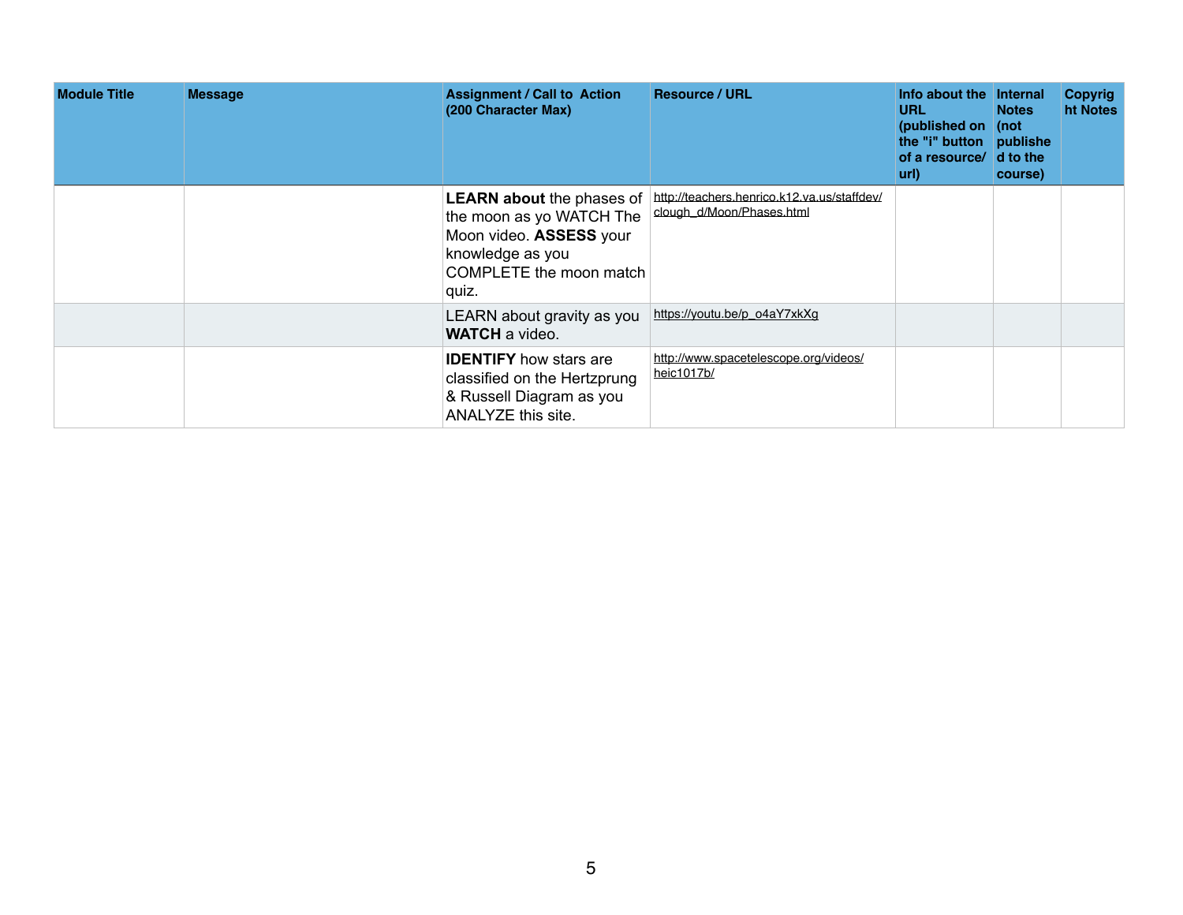| Module Title | Message | Assignment / Call to Action (200 Character Max) | Resource / URL | Info about the URL (published on the "i" button of a resource/ url) | Internal Notes (not published to the course) | Copyright Notes |
|---|---|---|---|---|---|---|
| | | **LEARN about** the phases of the moon as yo WATCH The Moon video. **ASSESS** your knowledge as you COMPLETE the moon match quiz. | http://teachers.henrico.k12.va.us/staffdev/clough_d/Moon/Phases.html | | | |
| | | LEARN about gravity as you **WATCH** a video. | https://youtu.be/p_o4aY7xkXg | | | |
| | | **IDENTIFY** how stars are classified on the Hertzprung & Russell Diagram as you ANALYZE this site. | http://www.spacetelescope.org/videos/heic1017b/ | | | |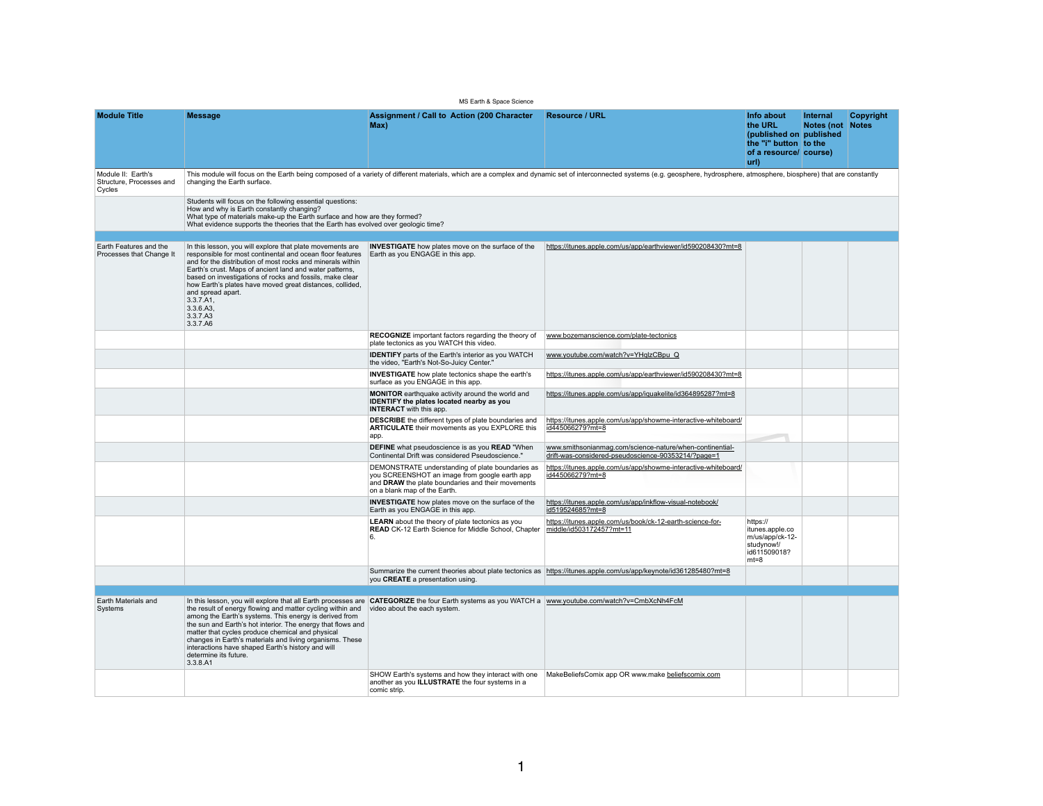MS Earth & Space Science

| Module Title | Message | Assignment / Call to Action (200 Character Max) | Resource / URL | Info about the URL (published on the "i" button of a resource/ url) | Internal Notes (not published to the course) | Copyright Notes |
|---|---|---|---|---|---|---|
| Module II: Earth's Structure, Processes and Cycles | This module will focus on the Earth being composed of a variety of different materials, which are a complex and dynamic set of interconnected systems (e.g. geosphere, hydrosphere, atmosphere, biosphere) that are constantly changing the Earth surface. | | | | | |
| | Students will focus on the following essential questions:<br>How and why is Earth constantly changing?<br>What type of materials make-up the Earth surface and how are they formed?<br>What evidence supports the theories that the Earth has evolved over geologic time? | | | | | |
| | | | | | | |
| Earth Features and the Processes that Change It | In this lesson, you will explore that plate movements are responsible for most continental and ocean floor features and for the distribution of most rocks and minerals within Earth's crust. Maps of ancient land and water patterns, based on investigations of rocks and fossils, make clear how Earth's plates have moved great distances, collided, and spread apart.<br>3.3.7.A1,<br>3.3.6.A3,<br>3.3.7.A3<br>3.3.7.A6 | **INVESTIGATE** how plates move on the surface of the Earth as you ENGAGE in this app. | https://itunes.apple.com/us/app/earthviewer/id590208430?mt=8 | | | |
| | | **RECOGNIZE** important factors regarding the theory of plate tectonics as you WATCH this video. | www.bozemanscience.com/plate-tectonics | | | |
| | | **IDENTIFY** parts of the Earth's interior as you WATCH the video, "Earth's Not-So-Juicy Center." | www.youtube.com/watch?v=YHqlzCBpu_Q | | | |
| | | **INVESTIGATE** how plate tectonics shape the earth's surface as you ENGAGE in this app. | https://itunes.apple.com/us/app/earthviewer/id590208430?mt=8 | | | |
| | | **MONITOR** earthquake activity around the world and **IDENTIFY the plates located nearby as you INTERACT** with this app. | https://itunes.apple.com/us/app/iquakelite/id364895287?mt=8 | | | |
| | | **DESCRIBE** the different types of plate boundaries and **ARTICULATE** their movements as you EXPLORE this app. | https://itunes.apple.com/us/app/showme-interactive-whiteboard/id445066279?mt=8 | | | |
| | | **DEFINE** what pseudoscience is as you **READ** "When Continental Drift was considered Pseudoscience." | www.smithsonianmag.com/science-nature/when-continental-drift-was-considered-pseudoscience-90353214/?page=1 | | | |
| | | DEMONSTRATE understanding of plate boundaries as you SCREENSHOT an image from google earth app and **DRAW** the plate boundaries and their movements on a blank map of the Earth. | https://itunes.apple.com/us/app/showme-interactive-whiteboard/id445066279?mt=8 | | | |
| | | **INVESTIGATE** how plates move on the surface of the Earth as you ENGAGE in this app. | https://itunes.apple.com/us/app/inkflow-visual-notebook/id519524685?mt=8 | | | |
| | | **LEARN** about the theory of plate tectonics as you **READ** CK-12 Earth Science for Middle School, Chapter 6. | https://itunes.apple.com/us/book/ck-12-earth-science-for-middle/id503172457?mt=11 | https://itunes.apple.com/us/app/ck-12-studynow!/id611509018?mt=8 | | |
| | | Summarize the current theories about plate tectonics as you **CREATE** a presentation using. | https://itunes.apple.com/us/app/keynote/id361285480?mt=8 | | | |
| | | | | | | |
| Earth Materials and Systems | In this lesson, you will explore that all Earth processes are the result of energy flowing and matter cycling within and among the Earth's systems. This energy is derived from the sun and Earth's hot interior. The energy that flows and matter that cycles produce chemical and physical changes in Earth's materials and living organisms. These interactions have shaped Earth's history and will determine its future.<br>3.3.8.A1 | **CATEGORIZE** the four Earth systems as you WATCH a video about the each system. | www.youtube.com/watch?v=CmbXcNh4FcM | | | |
| | | SHOW Earth's systems and how they interact with one another as you **ILLUSTRATE** the four systems in a comic strip. | MakeBeliefsComix app OR www.make beliefscomix.com | | | |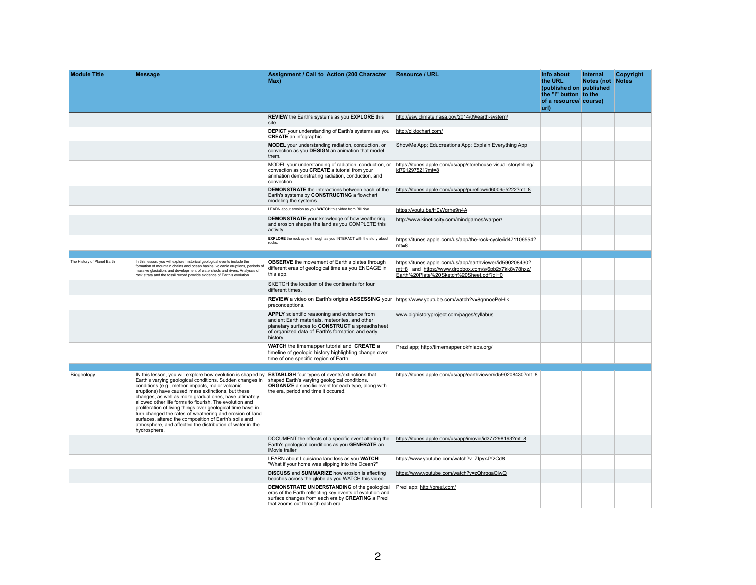| Module Title | Message | Assignment / Call to Action (200 Character Max) | Resource / URL | Info about the URL (published on the "i" button of a resource/ url) | Internal Notes (not published to the course) | Copyright Notes |
|---|---|---|---|---|---|---|
| | | **REVIEW** the Earth's systems as you **EXPLORE** this site. | http://esw.climate.nasa.gov/2014/09/earth-system/ | | | |
| | | **DEPICT** your understanding of Earth's systems as you **CREATE** an infographic. | http://piktochart.com/ | | | |
| | | **MODEL** your understanding radiation, conduction, or convection as you **DESIGN** an animation that model them. | ShowMe App; Educreations App; Explain Everything App | | | |
| | | MODEL your understanding of radiation, conduction, or convection as you **CREATE** a tutorial from your animation demonstrating radiation, conduction, and convection. | https://itunes.apple.com/us/app/storehouse-visual-storytelling/id791297521?mt=8 | | | |
| | | **DEMONSTRATE** the interactions between each of the Earth's systems by **CONSTRUCTING** a flowchart modeling the systems. | https://itunes.apple.com/us/app/pureflow/id600955222?mt=8 | | | |
| | | LEARN about erosion as you **WATCH** this video from Bill Nye. | https://youtu.be/H0Wqrhe9n4A | | | |
| | | **DEMONSTRATE** your knowledge of how weathering and erosion shapes the land as you COMPLETE this activity. | http://www.kineticcity.com/mindgames/warper/ | | | |
| | | **EXPLORE** the rock cycle through as you INTERACT with the story about rocks. | https://itunes.apple.com/us/app/the-rock-cycle/id471106554?mt=8 | | | |
| | | | | | | |
| The History of Planet Earth | In this lesson, you will explore historical geological events include the formation of mountain chains and ocean basins, volcanic eruptions, periods of massive glaciation, and development of watersheds and rivers. Analyses of rock strata and the fossil record provide evidence of Earth's evolution. | **OBSERVE** the movement of Earth's plates through different eras of geological time as you ENGAGE in this app. | https://itunes.apple.com/us/app/earthviewer/id590208430?mt=8 and https://www.dropbox.com/s/6pb2x7kk8v78hxz/Earth%20Plate%20Sketch%20Sheet.pdf?dl=0 | | | |
| | | SKETCH the location of the continents for four different times. | | | | |
| | | **REVIEW** a video on Earth's origins **ASSESSING** your preconceptions. | https://www.youtube.com/watch?v=8gnnoePeHlk | | | |
| | | **APPLY** scientific reasoning and evidence from ancient Earth materials, meteorites, and other planetary surfaces to **CONSTRUCT** a spreadsheet of organized data of Earth's formation and early history. | www.bighistoryproject.com/pages/syllabus | | | |
| | | **WATCH** the timemapper tutorial and **CREATE** a timeline of geologic history highlighting change over time of one specific region of Earth. | Prezi app; http://timemapper.okfnlabs.org/ | | | |
| | | | | | | |
| Biogeology | IN this lesson, you will explore how evolution is shaped by Earth's varying geological conditions. Sudden changes in conditions (e.g., meteor impacts, major volcanic eruptions) have caused mass extinctions, but these changes, as well as more gradual ones, have ultimately allowed other life forms to flourish. The evolution and proliferation of living things over geological time have in turn changed the rates of weathering and erosion of land surfaces, altered the composition of Earth's soils and atmosphere, and affected the distribution of water in the hydrosphere. | **ESTABLISH** four types of events/extinctions that shaped Earth's varying geological conditions. **ORGANIZE** a specific event for each type, along with the era, period and time it occured. | https://itunes.apple.com/us/app/earthviewer/id590208430?mt=8 | | | |
| | | DOCUMENT the effects of a specific event altering the Earth's geological conditions as you **GENERATE** an iMovie trailer | https://itunes.apple.com/us/app/imovie/id377298193?mt=8 | | | |
| | | LEARN about Louisiana land loss as you **WATCH** "What if your home was slipping into the Ocean?" | https://www.youtube.com/watch?v=ZlpyxJY2Cd8 | | | |
| | | **DISCUSS** and **SUMMARIZE** how erosion is affecting beaches across the globe as you WATCH this video. | https://www.youtube.com/watch?v=zQhrqqaQiwQ | | | |
| | | **DEMONSTRATE UNDERSTANDING** of the geological eras of the Earth reflecting key events of evolution and surface changes from each era by **CREATING** a Prezi that zooms out through each era. | Prezi app; http://prezi.com/ | | | |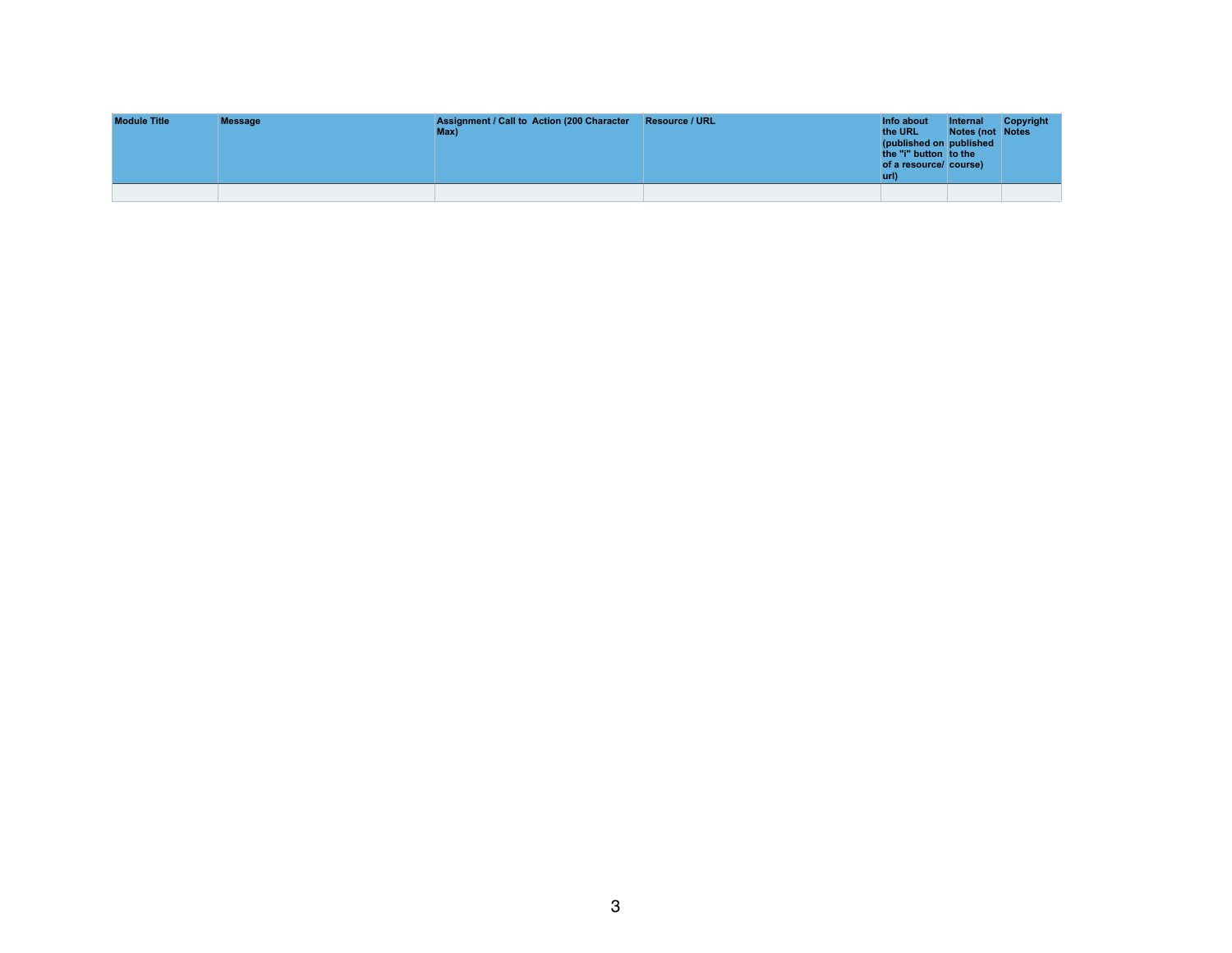| Module Title | Message | Assignment / Call to Action (200 Character Max) | Resource / URL | Info about the URL (published on the "i" button of a resource/ url) | Internal Notes (not published to the course) | Copyright Notes |
|---|---|---|---|---|---|---|
| | | | | | | |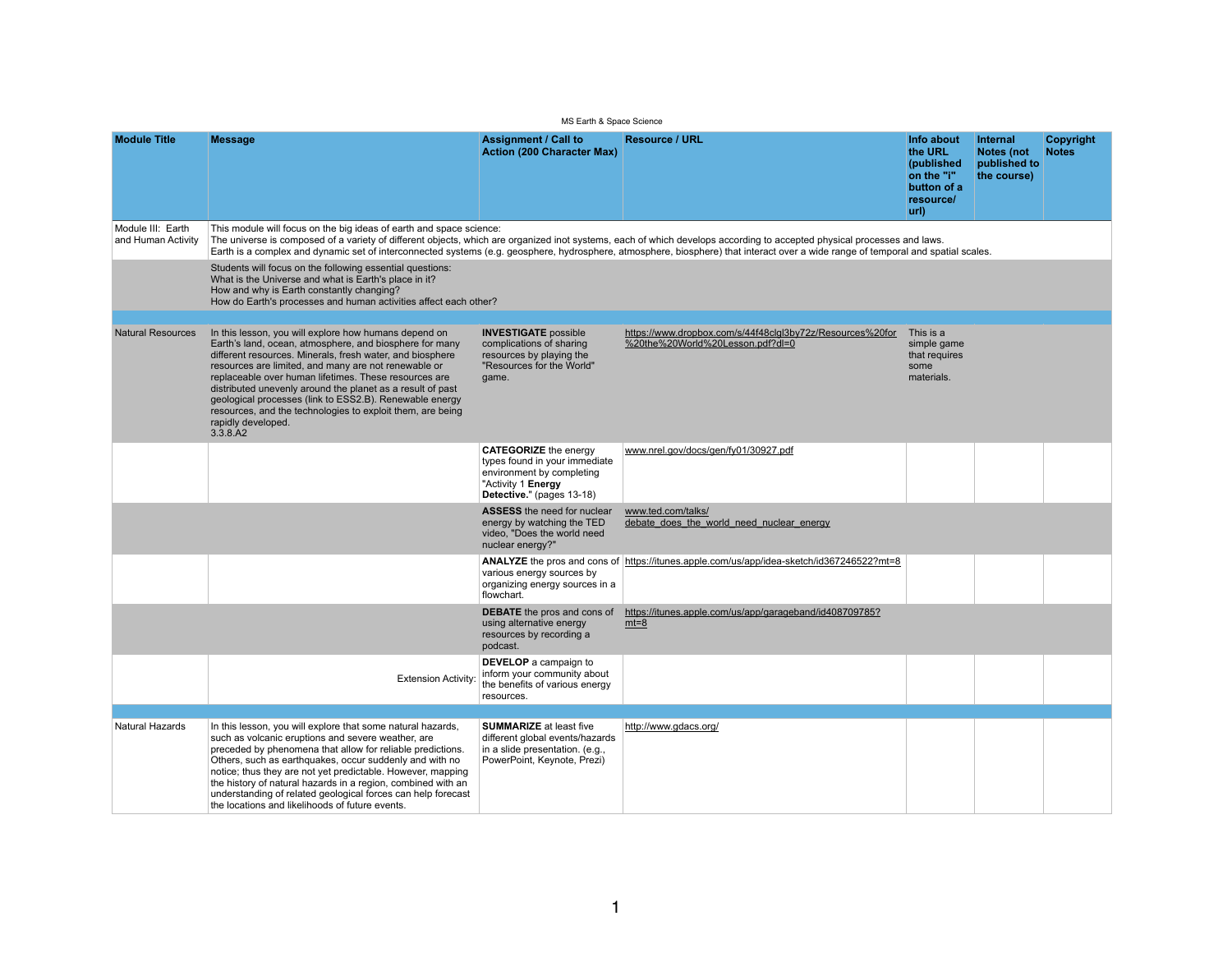MS Earth & Space Science

| Module Title | Message | Assignment / Call to Action (200 Character Max) | Resource / URL | Info about the URL (published on the "i" button of a resource/ url) | Internal Notes (not published to the course) | Copyright Notes |
|---|---|---|---|---|---|---|
| Module III: Earth and Human Activity | This module will focus on the big ideas of earth and space science: The universe is composed of a variety of different objects, which are organized inot systems, each of which develops according to accepted physical processes and laws. Earth is a complex and dynamic set of interconnected systems (e.g. geosphere, hydrosphere, atmosphere, biosphere) that interact over a wide range of temporal and spatial scales. | | | | | |
| | Students will focus on the following essential questions: What is the Universe and what is Earth's place in it? How and why is Earth constantly changing? How do Earth's processes and human activities affect each other? | | | | | |
| | | | | | | |
| Natural Resources | In this lesson, you will explore how humans depend on Earth's land, ocean, atmosphere, and biosphere for many different resources. Minerals, fresh water, and biosphere resources are limited, and many are not renewable or replaceable over human lifetimes. These resources are distributed unevenly around the planet as a result of past geological processes (link to ESS2.B). Renewable energy resources, and the technologies to exploit them, are being rapidly developed. 3.3.8.A2 | **INVESTIGATE** possible complications of sharing resources by playing the "Resources for the World" game. | https://www.dropbox.com/s/44f48clgl3by72z/Resources%20for%20the%20World%20Lesson.pdf?dl=0 | This is a simple game that requires some materials. | | |
| | | **CATEGORIZE** the energy types found in your immediate environment by completing "Activity 1 **Energy Detective.**" (pages 13-18) | www.nrel.gov/docs/gen/fy01/30927.pdf | | | |
| | | **ASSESS** the need for nuclear energy by watching the TED video, "Does the world need nuclear energy?" | www.ted.com/talks/debate_does_the_world_need_nuclear_energy | | | |
| | | **ANALYZE** the pros and cons of various energy sources by organizing energy sources in a flowchart. | https://itunes.apple.com/us/app/idea-sketch/id367246522?mt=8 | | | |
| | | **DEBATE** the pros and cons of using alternative energy resources by recording a podcast. | https://itunes.apple.com/us/app/garageband/id408709785?mt=8 | | | |
| | Extension Activity: | **DEVELOP** a campaign to inform your community about the benefits of various energy resources. | | | | |
| | | | | | | |
| Natural Hazards | In this lesson, you will explore that some natural hazards, such as volcanic eruptions and severe weather, are preceded by phenomena that allow for reliable predictions. Others, such as earthquakes, occur suddenly and with no notice; thus they are not yet predictable. However, mapping the history of natural hazards in a region, combined with an understanding of related geological forces can help forecast the locations and likelihoods of future events. | **SUMMARIZE** at least five different global events/hazards in a slide presentation. (e.g., PowerPoint, Keynote, Prezi) | http://www.gdacs.org/ | | | |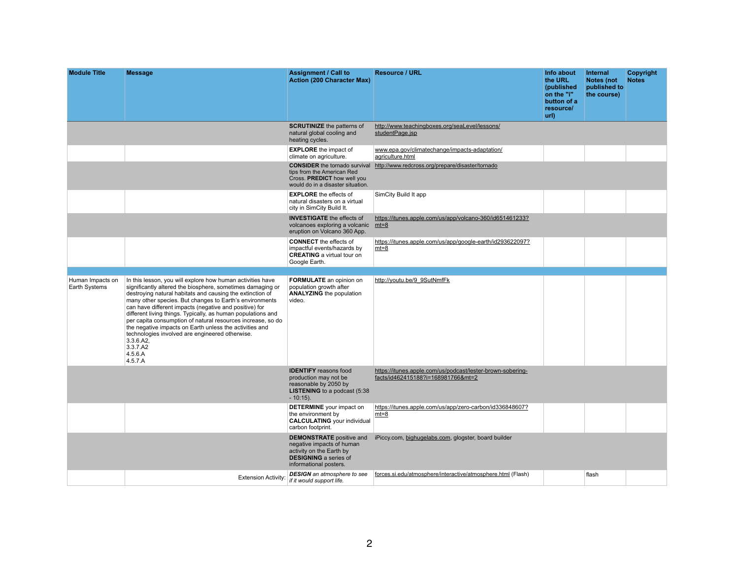| Module Title | Message | Assignment / Call to Action (200 Character Max) | Resource / URL | Info about the URL (published on the "i" button of a resource/ url) | Internal Notes (not published to the course) | Copyright Notes |
|---|---|---|---|---|---|---|
| | | **SCRUTINIZE** the patterns of natural global cooling and heating cycles. | http://www.teachingboxes.org/seaLevel/lessons/studentPage.jsp | | | |
| | | **EXPLORE** the impact of climate on agriculture. | www.epa.gov/climatechange/impacts-adaptation/agriculture.html | | | |
| | | **CONSIDER** the tornado survival tips from the American Red Cross. **PREDICT** how well you would do in a disaster situation. | http://www.redcross.org/prepare/disaster/tornado | | | |
| | | **EXPLORE** the effects of natural disasters on a virtual city in SimCity Build It. | SimCity Build It app | | | |
| | | **INVESTIGATE** the effects of volcanoes exploring a volcanic eruption on Volcano 360 App. | https://itunes.apple.com/us/app/volcano-360/id651461233?mt=8 | | | |
| | | **CONNECT** the effects of impactful events/hazards by **CREATING** a virtual tour on Google Earth. | https://itunes.apple.com/us/app/google-earth/id293622097?mt=8 | | | |
| | | | | | | |
| Human Impacts on Earth Systems | In this lesson, you will explore how human activities have significantly altered the biosphere, sometimes damaging or destroying natural habitats and causing the extinction of many other species. But changes to Earth's environments can have different impacts (negative and positive) for different living things. Typically, as human populations and per capita consumption of natural resources increase, so do the negative impacts on Earth unless the activities and technologies involved are engineered otherwise.<br>3.3.6.A2,<br>3.3.7.A2<br>4.5.6.A<br>4.5.7.A | **FORMULATE** an opinion on population growth after **ANALYZING** the population video. | http://youtu.be/9_9SutNmfFk | | | |
| | | **IDENTIFY** reasons food production may not be reasonable by 2050 by **LISTENING** to a podcast (5:38 - 10:15). | https://itunes.apple.com/us/podcast/lester-brown-sobering-facts/id462415188?i=168981766&mt=2 | | | |
| | | **DETERMINE** your impact on the environment by **CALCULATING** your individual carbon footprint. | https://itunes.apple.com/us/app/zero-carbon/id336848607?mt=8 | | | |
| | | **DEMONSTRATE** positive and negative impacts of human activity on the Earth by **DESIGNING** a series of informational posters. | iPiccy.com, bighugelabs.com, glogster, board builder | | | |
| | Extension Activity: | ***DESIGN*** *an atmosphere to see if it would support life.* | forces.si.edu/atmosphere/interactive/atmosphere.html (Flash) | | flash | |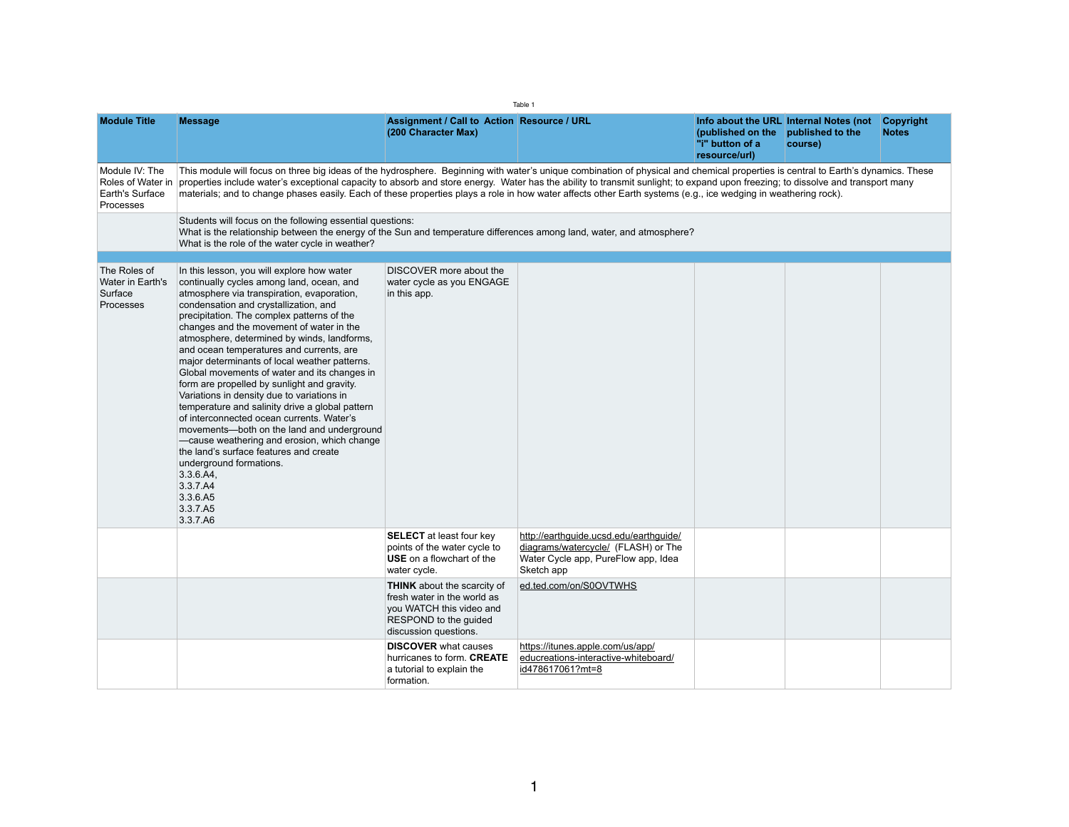Table 1

| Module Title | Message | Assignment / Call to Action (200 Character Max) | Resource / URL | Info about the URL (published on the "i" button of a resource/url) | Internal Notes (not published to the course) | Copyright Notes |
|---|---|---|---|---|---|---|
| Module IV: The Roles of Water in Earth's Surface Processes | This module will focus on three big ideas of the hydrosphere. Beginning with water's unique combination of physical and chemical properties is central to Earth's dynamics. These properties include water's exceptional capacity to absorb and store energy. Water has the ability to transmit sunlight; to expand upon freezing; to dissolve and transport many materials; and to change phases easily. Each of these properties plays a role in how water affects other Earth systems (e.g., ice wedging in weathering rock). | | | | | |
| | Students will focus on the following essential questions:<br>What is the relationship between the energy of the Sun and temperature differences among land, water, and atmosphere?<br>What is the role of the water cycle in weather? | | | | | |
| | | | | | | |
| The Roles of Water in Earth's Surface Processes | In this lesson, you will explore how water continually cycles among land, ocean, and atmosphere via transpiration, evaporation, condensation and crystallization, and precipitation. The complex patterns of the changes and the movement of water in the atmosphere, determined by winds, landforms, and ocean temperatures and currents, are major determinants of local weather patterns. Global movements of water and its changes in form are propelled by sunlight and gravity. Variations in density due to variations in temperature and salinity drive a global pattern of interconnected ocean currents. Water's movements—both on the land and underground—cause weathering and erosion, which change the land's surface features and create underground formations.<br>3.3.6.A4,<br>3.3.7.A4<br>3.3.6.A5<br>3.3.7.A5<br>3.3.7.A6 | DISCOVER more about the water cycle as you ENGAGE in this app. | | | | |
| | | **SELECT** at least four key points of the water cycle to **USE** on a flowchart of the water cycle. | http://earthguide.ucsd.edu/earthguide/diagrams/watercycle/ (FLASH) or The Water Cycle app, PureFlow app, Idea Sketch app | | | |
| | | **THINK** about the scarcity of fresh water in the world as you WATCH this video and RESPOND to the guided discussion questions. | ed.ted.com/on/S0OVTWHS | | | |
| | | **DISCOVER** what causes hurricanes to form. **CREATE** a tutorial to explain the formation. | https://itunes.apple.com/us/app/educreations-interactive-whiteboard/id478617061?mt=8 | | | |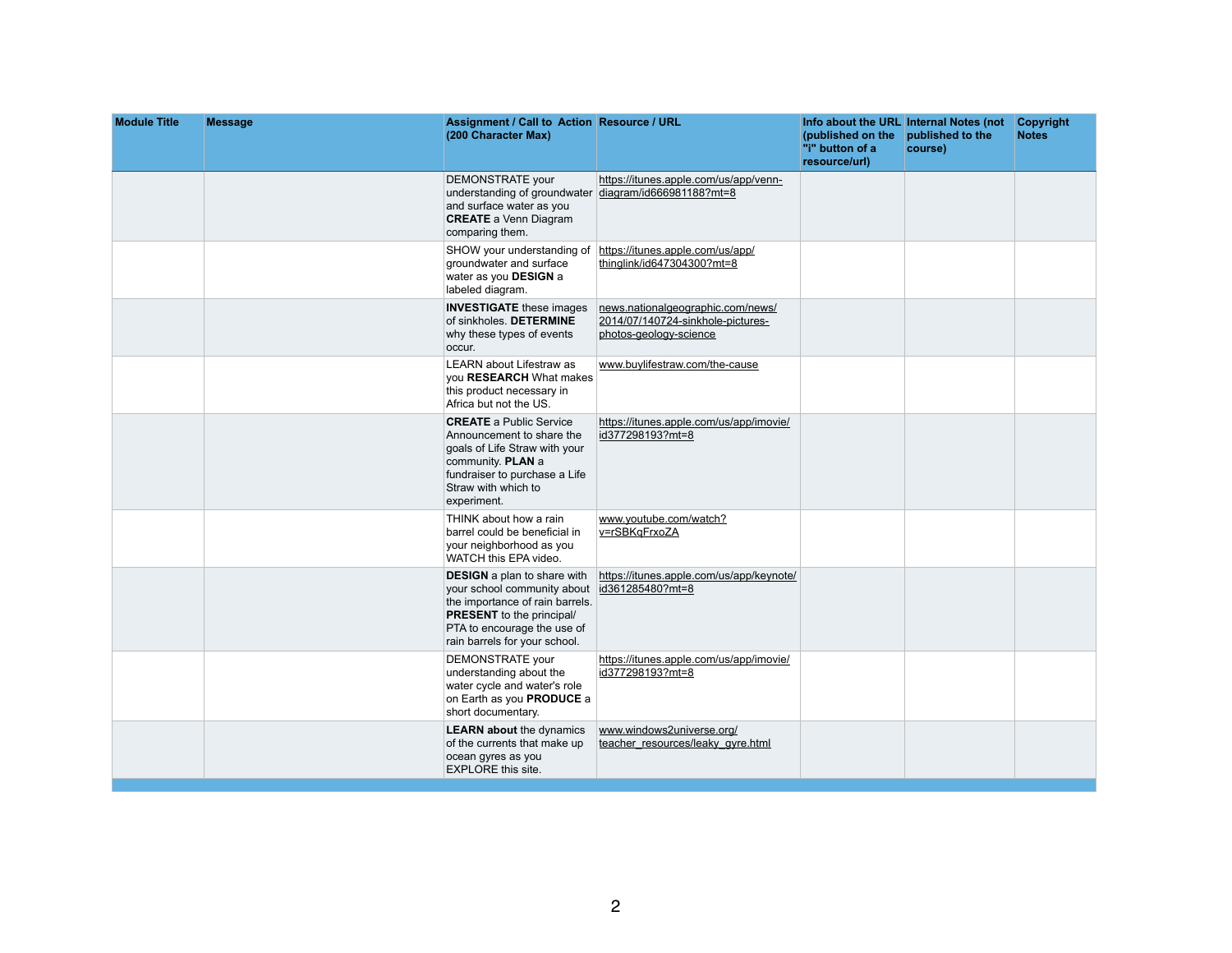| Module Title | Message | Assignment / Call to Action (200 Character Max) | Resource / URL | Info about the URL (published on the "i" button of a resource/url) | Internal Notes (not published to the course) | Copyright Notes |
|---|---|---|---|---|---|---|
| | | DEMONSTRATE your understanding of groundwater and surface water as you **CREATE** a Venn Diagram comparing them. | https://itunes.apple.com/us/app/venn-diagram/id666981188?mt=8 | | | |
| | | SHOW your understanding of groundwater and surface water as you **DESIGN** a labeled diagram. | https://itunes.apple.com/us/app/thinglink/id647304300?mt=8 | | | |
| | | **INVESTIGATE** these images of sinkholes. **DETERMINE** why these types of events occur. | news.nationalgeographic.com/news/2014/07/140724-sinkhole-pictures-photos-geology-science | | | |
| | | LEARN about Lifestraw as you **RESEARCH** What makes this product necessary in Africa but not the US. | www.buylifestraw.com/the-cause | | | |
| | | **CREATE** a Public Service Announcement to share the goals of Life Straw with your community. **PLAN** a fundraiser to purchase a Life Straw with which to experiment. | https://itunes.apple.com/us/app/imovie/id377298193?mt=8 | | | |
| | | THINK about how a rain barrel could be beneficial in your neighborhood as you WATCH this EPA video. | www.youtube.com/watch?v=rSBKqFrxoZA | | | |
| | | **DESIGN** a plan to share with your school community about the importance of rain barrels. **PRESENT** to the principal/PTA to encourage the use of rain barrels for your school. | https://itunes.apple.com/us/app/keynote/id361285480?mt=8 | | | |
| | | DEMONSTRATE your understanding about the water cycle and water's role on Earth as you **PRODUCE** a short documentary. | https://itunes.apple.com/us/app/imovie/id377298193?mt=8 | | | |
| | | **LEARN about** the dynamics of the currents that make up ocean gyres as you EXPLORE this site. | www.windows2universe.org/teacher_resources/leaky_gyre.html | | | |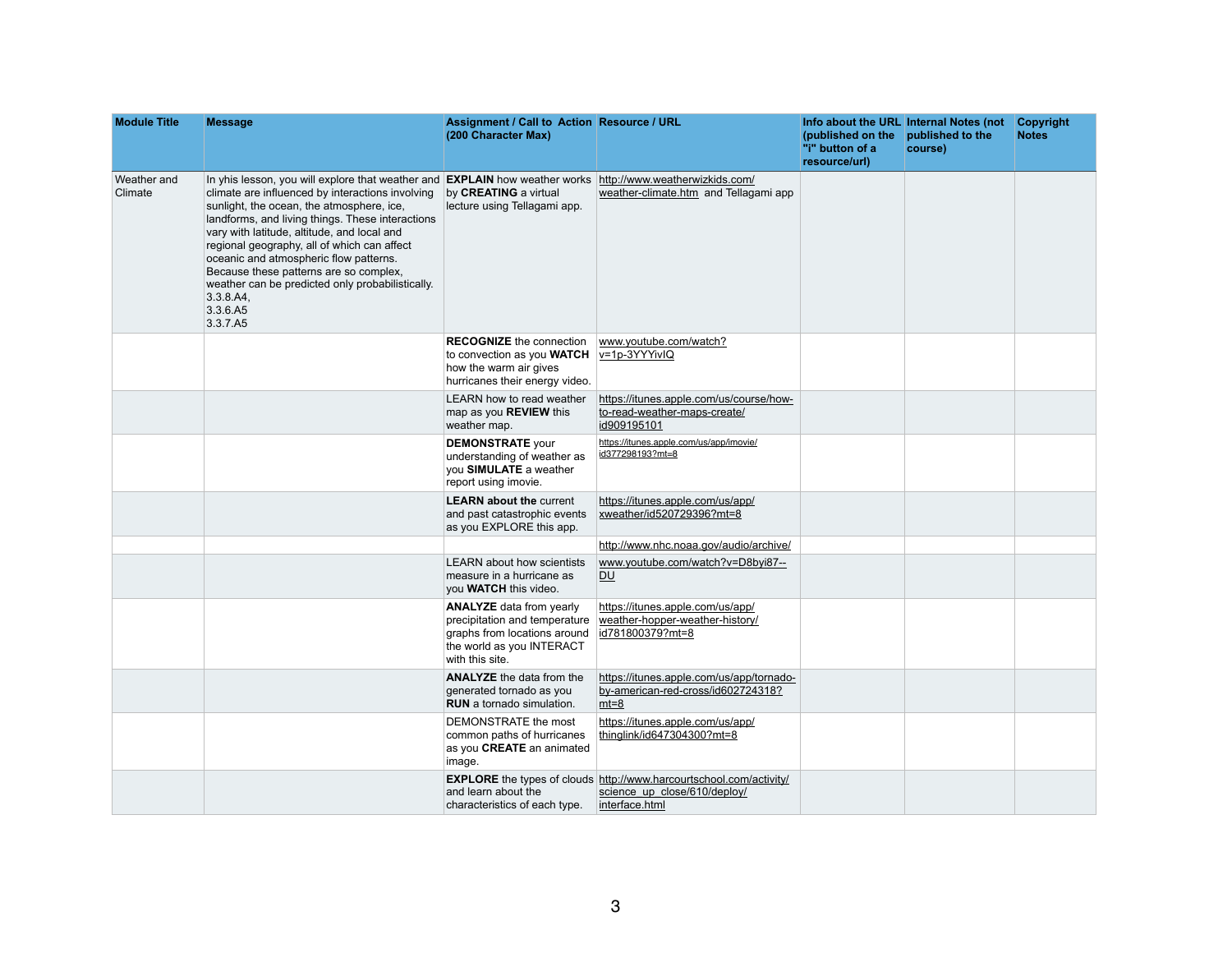| Module Title | Message | Assignment / Call to Action (200 Character Max) | Resource / URL | Info about the URL (published on the "i" button of a resource/url) | Internal Notes (not published to the course) | Copyright Notes |
|---|---|---|---|---|---|---|
| Weather and Climate | In yhis lesson, you will explore that weather and climate are influenced by interactions involving sunlight, the ocean, the atmosphere, ice, landforms, and living things. These interactions vary with latitude, altitude, and local and regional geography, all of which can affect oceanic and atmospheric flow patterns. Because these patterns are so complex, weather can be predicted only probabilistically. 3.3.8.A4, 3.3.6.A5 3.3.7.A5 | **EXPLAIN** how weather works by **CREATING** a virtual lecture using Tellagami app. | http://www.weatherwizkids.com/weather-climate.htm and Tellagami app | | | |
| | | **RECOGNIZE** the connection to convection as you **WATCH** how the warm air gives hurricanes their energy video. | www.youtube.com/watch?v=1p-3YYYivIQ | | | |
| | | LEARN how to read weather map as you **REVIEW** this weather map. | https://itunes.apple.com/us/course/how-to-read-weather-maps-create/id909195101 | | | |
| | | **DEMONSTRATE** your understanding of weather as you **SIMULATE** a weather report using imovie. | https://itunes.apple.com/us/app/imovie/id377298193?mt=8 | | | |
| | | **LEARN about** the current and past catastrophic events as you EXPLORE this app. | https://itunes.apple.com/us/app/xweather/id520729396?mt=8 | | | |
| | | | http://www.nhc.noaa.gov/audio/archive/ | | | |
| | | LEARN about how scientists measure in a hurricane as you **WATCH** this video. | www.youtube.com/watch?v=D8byi87--DU | | | |
| | | **ANALYZE** data from yearly precipitation and temperature graphs from locations around the world as you INTERACT with this site. | https://itunes.apple.com/us/app/weather-hopper-weather-history/id781800379?mt=8 | | | |
| | | **ANALYZE** the data from the generated tornado as you **RUN** a tornado simulation. | https://itunes.apple.com/us/app/tornado-by-american-red-cross/id602724318?mt=8 | | | |
| | | DEMONSTRATE the most common paths of hurricanes as you **CREATE** an animated image. | https://itunes.apple.com/us/app/thinglink/id647304300?mt=8 | | | |
| | | **EXPLORE** the types of clouds and learn about the characteristics of each type. | http://www.harcourtschool.com/activity/science_up_close/610/deploy/interface.html | | | |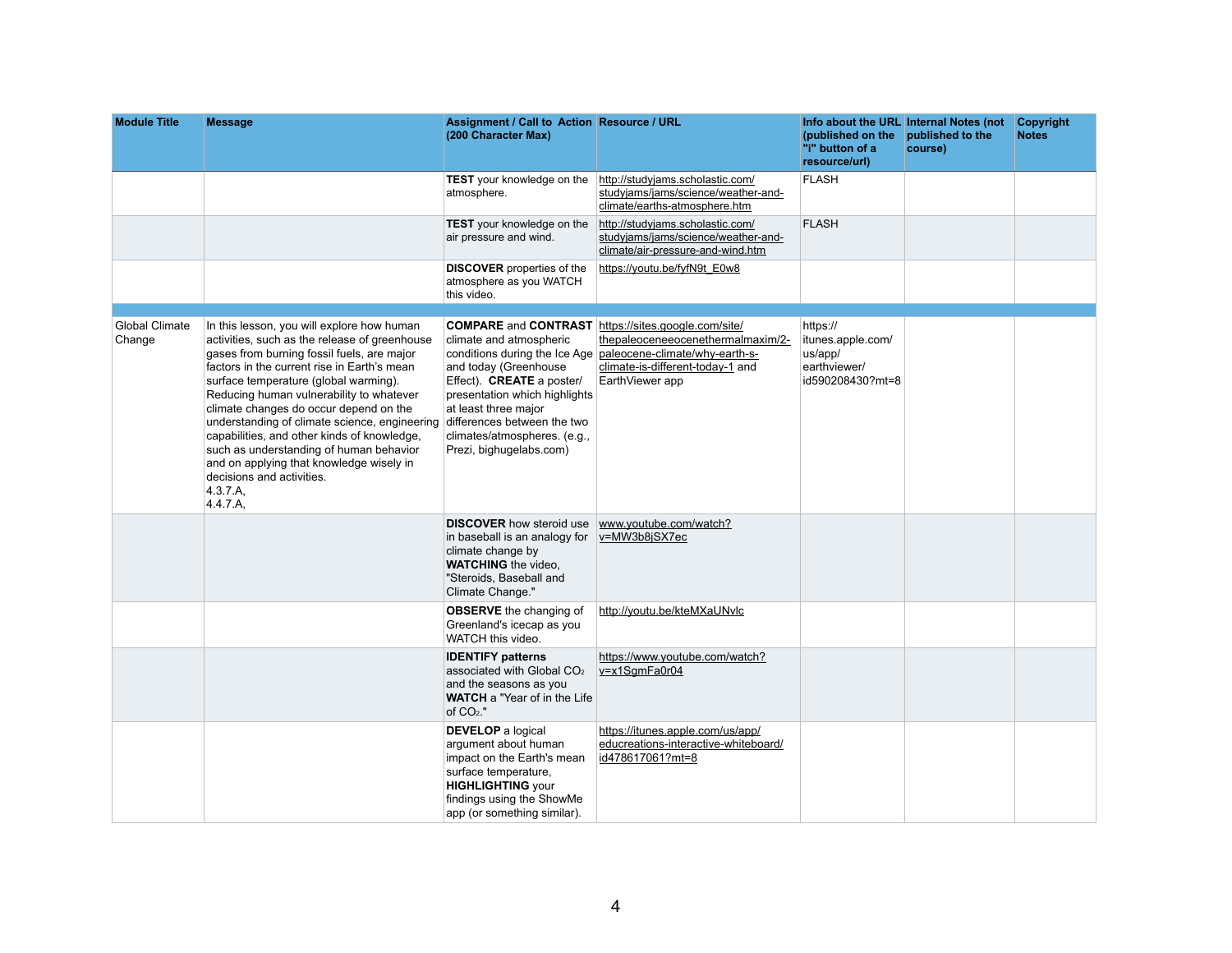| Module Title | Message | Assignment / Call to Action (200 Character Max) | Resource / URL | Info about the URL (published on the "i" button of a resource/url) | Internal Notes (not published to the course) | Copyright Notes |
|---|---|---|---|---|---|---|
| | | **TEST** your knowledge on the atmosphere. | http://studyjams.scholastic.com/studyjams/jams/science/weather-and-climate/earths-atmosphere.htm | FLASH | | |
| | | **TEST** your knowledge on the air pressure and wind. | http://studyjams.scholastic.com/studyjams/jams/science/weather-and-climate/air-pressure-and-wind.htm | FLASH | | |
| | | **DISCOVER** properties of the atmosphere as you WATCH this video. | https://youtu.be/fyfN9t_E0w8 | | | |
| | | | | | | |
| Global Climate Change | In this lesson, you will explore how human activities, such as the release of greenhouse gases from burning fossil fuels, are major factors in the current rise in Earth's mean surface temperature (global warming). Reducing human vulnerability to whatever climate changes do occur depend on the understanding of climate science, engineering capabilities, and other kinds of knowledge, such as understanding of human behavior and on applying that knowledge wisely in decisions and activities.<br>4.3.7.A,<br>4.4.7.A, | **COMPARE** and **CONTRAST** climate and atmospheric conditions during the Ice Age and today (Greenhouse Effect). **CREATE** a poster/presentation which highlights at least three major differences between the two climates/atmospheres. (e.g., Prezi, bighugelabs.com) | https://sites.google.com/site/thepaleoceneeocenethermalmaxim/2-paleocene-climate/why-earth-s-climate-is-different-today-1 and EarthViewer app | https://itunes.apple.com/us/app/earthviewer/id590208430?mt=8 | | |
| | | **DISCOVER** how steroid use in baseball is an analogy for climate change by **WATCHING** the video, "Steroids, Baseball and Climate Change." | www.youtube.com/watch?v=MW3b8jSX7ec | | | |
| | | **OBSERVE** the changing of Greenland's icecap as you WATCH this video. | http://youtu.be/kteMXaUNvlc | | | |
| | | **IDENTIFY patterns** associated with Global $CO_2$ and the seasons as you **WATCH** a "Year of in the Life of $CO_2$." | https://www.youtube.com/watch?v=x1SgmFa0r04 | | | |
| | | **DEVELOP** a logical argument about human impact on the Earth's mean surface temperature, **HIGHLIGHTING** your findings using the ShowMe app (or something similar). | https://itunes.apple.com/us/app/educreations-interactive-whiteboard/id478617061?mt=8 | | | |